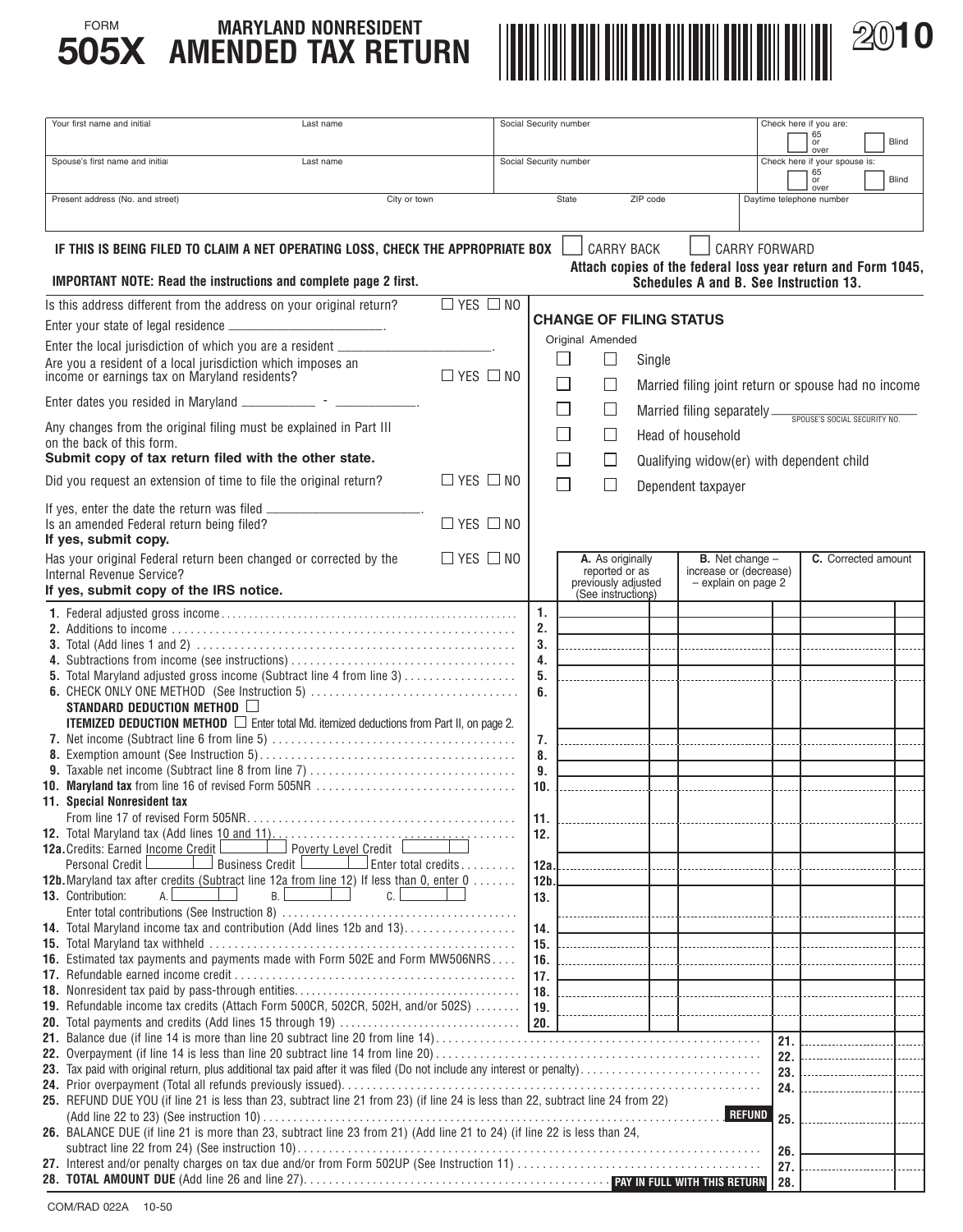FORM **505X** MARYLAND NONRESIDENT AMENDED TAX RETURN **2010**

| Your first name and initial | Last name | Social Security number | Check here if you are: ☐ 65 or over ☐ Blind |
|---|---|---|---|
| Spouse's first name and initial | Last name | Social Security number | Check here if your spouse is: ☐ 65 or over ☐ Blind |
| Present address (No. and street) | City or town | State ZIP code | Daytime telephone number |

**IF THIS IS BEING FILED TO CLAIM A NET OPERATING LOSS, CHECK THE APPROPRIATE BOX** ☐ CARRY BACK ☐ CARRY FORWARD

**Attach copies of the federal loss year return and Form 1045, Schedules A and B. See Instruction 13.**

**IMPORTANT NOTE: Read the instructions and complete page 2 first.**

Is this address different from the address on your original return? ☐ YES ☐ NO

Enter your state of legal residence ____________.

Enter the local jurisdiction of which you are a resident ____________.

Are you a resident of a local jurisdiction which imposes an income or earnings tax on Maryland residents? ☐ YES ☐ NO

Enter dates you resided in Maryland ________ - ________.

Any changes from the original filing must be explained in Part III on the back of this form.
**Submit copy of tax return filed with the other state.**

Did you request an extension of time to file the original return? ☐ YES ☐ NO

If yes, enter the date the return was filed ____________.

Is an amended Federal return being filed? ☐ YES ☐ NO
**If yes, submit copy.**

Has your original Federal return been changed or corrected by the Internal Revenue Service? ☐ YES ☐ NO
**If yes, submit copy of the IRS notice.**

**CHANGE OF FILING STATUS**

| Original | Amended | |
|---|---|---|
| ☐ | ☐ | Single |
| ☐ | ☐ | Married filing joint return or spouse had no income |
| ☐ | ☐ | Married filing separately ____________ SPOUSE'S SOCIAL SECURITY NO. |
| ☐ | ☐ | Head of household |
| ☐ | ☐ | Qualifying widow(er) with dependent child |
| ☐ | ☐ | Dependent taxpayer |

| | | A. As originally reported or as previously adjusted (See instructions) | B. Net change – increase or (decrease) – explain on page 2 | C. Corrected amount |
|---|---|---|---|---|
| **1.** Federal adjusted gross income | 1. | | | |
| **2.** Additions to income | 2. | | | |
| **3.** Total (Add lines 1 and 2) | 3. | | | |
| **4.** Subtractions from income (see instructions) | 4. | | | |
| **5.** Total Maryland adjusted gross income (Subtract line 4 from line 3) | 5. | | | |
| **6.** CHECK ONLY ONE METHOD (See Instruction 5) **STANDARD DEDUCTION METHOD** ☐ **ITEMIZED DEDUCTION METHOD** ☐ Enter total Md. itemized deductions from Part II, on page 2. | 6. | | | |
| **7.** Net income (Subtract line 6 from line 5) | 7. | | | |
| **8.** Exemption amount (See Instruction 5) | 8. | | | |
| **9.** Taxable net income (Subtract line 8 from line 7) | 9. | | | |
| **10. Maryland tax** from line 16 of revised Form 505NR | 10. | | | |
| **11. Special Nonresident tax** From line 17 of revised Form 505NR | 11. | | | |
| **12.** Total Maryland tax (Add lines 10 and 11) | 12. | | | |
| **12a.** Credits: Earned Income Credit ☐ Poverty Level Credit ☐ Personal Credit ☐ Business Credit ☐ Enter total credits | 12a. | | | |
| **12b.** Maryland tax after credits (Subtract line 12a from line 12) If less than 0, enter 0 | 12b. | | | |
| **13.** Contribution: A. ☐ B. ☐ C. ☐ Enter total contributions (See Instruction 8) | 13. | | | |
| **14.** Total Maryland income tax and contribution (Add lines 12b and 13) | 14. | | | |
| **15.** Total Maryland tax withheld | 15. | | | |
| **16.** Estimated tax payments and payments made with Form 502E and Form MW506NRS | 16. | | | |
| **17.** Refundable earned income credit | 17. | | | |
| **18.** Nonresident tax paid by pass-through entities | 18. | | | |
| **19.** Refundable income tax credits (Attach Form 500CR, 502CR, 502H, and/or 502S) | 19. | | | |
| **20.** Total payments and credits (Add lines 15 through 19) | 20. | | | |

| | | |
|---|---|---|
| **21.** Balance due (if line 14 is more than line 20 subtract line 20 from line 14) | 21. | |
| **22.** Overpayment (if line 14 is less than line 20 subtract line 14 from line 20) | 22. | |
| **23.** Tax paid with original return, plus additional tax paid after it was filed (Do not include any interest or penalty) | 23. | |
| **24.** Prior overpayment (Total all refunds previously issued) | 24. | |
| **25.** REFUND DUE YOU (if line 21 is less than 23, subtract line 21 from 23) (if line 24 is less than 22, subtract line 24 from 22) (Add line 22 to 23) (See instruction 10) **REFUND** | 25. | |
| **26.** BALANCE DUE (if line 21 is more than 23, subtract line 23 from 21) (Add line 21 to 24) (if line 22 is less than 24, subtract line 22 from 24) (See instruction 10) | 26. | |
| **27.** Interest and/or penalty charges on tax due and/or from Form 502UP (See Instruction 11) | 27. | |
| **28. TOTAL AMOUNT DUE** (Add line 26 and line 27) **PAY IN FULL WITH THIS RETURN** | 28. | |

COM/RAD 022A 10-50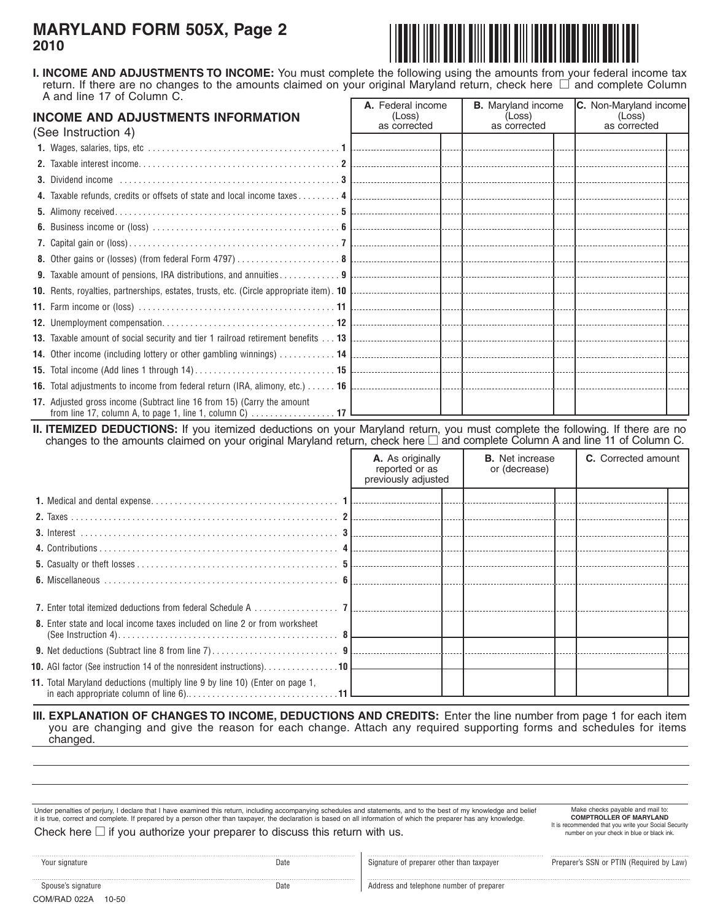# MARYLAND FORM 505X, Page 2
**2010**

**I. INCOME AND ADJUSTMENTS TO INCOME:** You must complete the following using the amounts from your federal income tax return. If there are no changes to the amounts claimed on your original Maryland return, check here ☐ and complete Column A and line 17 of Column C.

| INCOME AND ADJUSTMENTS INFORMATION (See Instruction 4) | A. Federal income (Loss) as corrected | B. Maryland income (Loss) as corrected | C. Non-Maryland income (Loss) as corrected |
|---|---|---|---|
| 1. Wages, salaries, tips, etc . . . 1 | | | |
| 2. Taxable interest income . . . 2 | | | |
| 3. Dividend income . . . 3 | | | |
| 4. Taxable refunds, credits or offsets of state and local income taxes . . . 4 | | | |
| 5. Alimony received . . . 5 | | | |
| 6. Business income or (loss) . . . 6 | | | |
| 7. Capital gain or (loss) . . . 7 | | | |
| 8. Other gains or (losses) (from federal Form 4797) . . . 8 | | | |
| 9. Taxable amount of pensions, IRA distributions, and annuities . . . 9 | | | |
| 10. Rents, royalties, partnerships, estates, trusts, etc. (Circle appropriate item) . 10 | | | |
| 11. Farm income or (loss) . . . 11 | | | |
| 12. Unemployment compensation . . . 12 | | | |
| 13. Taxable amount of social security and tier 1 railroad retirement benefits . . . 13 | | | |
| 14. Other income (including lottery or other gambling winnings) . . . 14 | | | |
| 15. Total income (Add lines 1 through 14) . . . 15 | | | |
| 16. Total adjustments to income from federal return (IRA, alimony, etc.) . . . 16 | | | |
| 17. Adjusted gross income (Subtract line 16 from 15) (Carry the amount from line 17, column A, to page 1, line 1, column C) . . . 17 | | | |

**II. ITEMIZED DEDUCTIONS:** If you itemized deductions on your Maryland return, you must complete the following. If there are no changes to the amounts claimed on your original Maryland return, check here ☐ and complete Column A and line 11 of Column C.

| | A. As originally reported or as previously adjusted | B. Net increase or (decrease) | C. Corrected amount |
|---|---|---|---|
| 1. Medical and dental expense . . . 1 | | | |
| 2. Taxes . . . 2 | | | |
| 3. Interest . . . 3 | | | |
| 4. Contributions . . . 4 | | | |
| 5. Casualty or theft losses . . . 5 | | | |
| 6. Miscellaneous . . . 6 | | | |
| 7. Enter total itemized deductions from federal Schedule A . . . 7 | | | |
| 8. Enter state and local income taxes included on line 2 or from worksheet (See Instruction 4) . . . 8 | | | |
| 9. Net deductions (Subtract line 8 from line 7) . . . 9 | | | |
| 10. AGI factor (See instruction 14 of the nonresident instructions) . . . 10 | | | |
| 11. Total Maryland deductions (multiply line 9 by line 10) (Enter on page 1, in each appropriate column of line 6) . . . 11 | | | |

**III. EXPLANATION OF CHANGES TO INCOME, DEDUCTIONS AND CREDITS:** Enter the line number from page 1 for each item you are changing and give the reason for each change. Attach any required supporting forms and schedules for items changed.

Under penalties of perjury, I declare that I have examined this return, including accompanying schedules and statements, and to the best of my knowledge and belief it is true, correct and complete. If prepared by a person other than taxpayer, the declaration is based on all information of which the preparer has any knowledge.

Check here ☐ if you authorize your preparer to discuss this return with us.

Make checks payable and mail to:
**COMPTROLLER OF MARYLAND**
It is recommended that you write your Social Security number on your check in blue or black ink.

Your signature — Date

Spouse's signature — Date

Signature of preparer other than taxpayer — Preparer's SSN or PTIN (Required by Law)

Address and telephone number of preparer

COM/RAD 022A 10-50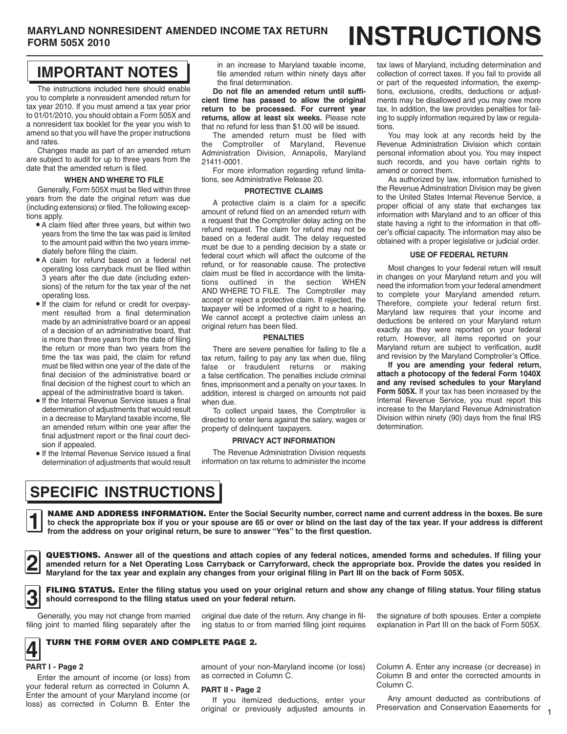# MARYLAND NONRESIDENT AMENDED INCOME TAX RETURN FORM 505X 2010 INSTRUCTIONS

## IMPORTANT NOTES

The instructions included here should enable you to complete a nonresident amended return for tax year 2010. If you must amend a tax year prior to 01/01/2010, you should obtain a Form 505X and a nonresident tax booklet for the year you wish to amend so that you will have the proper instructions and rates.

Changes made as part of an amended return are subject to audit for up to three years from the date that the amended return is filed.

### WHEN AND WHERE TO FILE

Generally, Form 505X must be filed within three years from the date the original return was due (including extensions) or filed. The following exceptions apply.

- A claim filed after three years, but within two years from the time the tax was paid is limited to the amount paid within the two years immediately before filing the claim.
- A claim for refund based on a federal net operating loss carryback must be filed within 3 years after the due date (including extensions) of the return for the tax year of the net operating loss.
- If the claim for refund or credit for overpayment resulted from a final determination made by an administrative board or an appeal of a decision of an administrative board, that is more than three years from the date of filing the return or more than two years from the time the tax was paid, the claim for refund must be filed within one year of the date of the final decision of the administrative board or final decision of the highest court to which an appeal of the administrative board is taken.
- If the Internal Revenue Service issues a final determination of adjustments that would result in a decrease to Maryland taxable income, file an amended return within one year after the final adjustment report or the final court decision if appealed.
- If the Internal Revenue Service issued a final determination of adjustments that would result in an increase to Maryland taxable income, file amended return within ninety days after the final determination.

**Do not file an amended return until sufficient time has passed to allow the original return to be processed. For current year returns, allow at least six weeks.** Please note that no refund for less than $1.00 will be issued.

The amended return must be filed with the Comptroller of Maryland, Revenue Administration Division, Annapolis, Maryland 21411-0001.

For more information regarding refund limitations, see Administrative Release 20.

### PROTECTIVE CLAIMS

A protective claim is a claim for a specific amount of refund filed on an amended return with a request that the Comptroller delay acting on the refund request. The claim for refund may not be based on a federal audit. The delay requested must be due to a pending decision by a state or federal court which will affect the outcome of the refund, or for reasonable cause. The protective claim must be filed in accordance with the limitations outlined in the section WHEN AND WHERE TO FILE. The Comptroller may accept or reject a protective claim. If rejected, the taxpayer will be informed of a right to a hearing. We cannot accept a protective claim unless an original return has been filed.

### PENALTIES

There are severe penalties for failing to file a tax return, failing to pay any tax when due, filing false or fraudulent returns or making a false certification. The penalties include criminal fines, imprisonment and a penalty on your taxes. In addition, interest is charged on amounts not paid when due.

To collect unpaid taxes, the Comptroller is directed to enter liens against the salary, wages or property of delinquent taxpayers.

### PRIVACY ACT INFORMATION

The Revenue Administration Division requests information on tax returns to administer the income tax laws of Maryland, including determination and collection of correct taxes. If you fail to provide all or part of the requested information, the exemptions, exclusions, credits, deductions or adjustments may be disallowed and you may owe more tax. In addition, the law provides penalties for failing to supply information required by law or regulations.

You may look at any records held by the Revenue Administration Division which contain personal information about you. You may inspect such records, and you have certain rights to amend or correct them.

As authorized by law, information furnished to the Revenue Administration Division may be given to the United States Internal Revenue Service, a proper official of any state that exchanges tax information with Maryland and to an officer of this state having a right to the information in that officer's official capacity. The information may also be obtained with a proper legislative or judicial order.

### USE OF FEDERAL RETURN

Most changes to your federal return will result in changes on your Maryland return and you will need the information from your federal amendment to complete your Maryland amended return. Therefore, complete your federal return first. Maryland law requires that your income and deductions be entered on your Maryland return exactly as they were reported on your federal return. However, all items reported on your Maryland return are subject to verification, audit and revision by the Maryland Comptroller's Office.

**If you are amending your federal return, attach a photocopy of the federal Form 1040X and any revised schedules to your Maryland Form 505X.** If your tax has been increased by the Internal Revenue Service, you must report this increase to the Maryland Revenue Administration Division within ninety (90) days from the final IRS determination.

## SPECIFIC INSTRUCTIONS

**1 NAME AND ADDRESS INFORMATION. Enter the Social Security number, correct name and current address in the boxes. Be sure to check the appropriate box if you or your spouse are 65 or over or blind on the last day of the tax year. If your address is different from the address on your original return, be sure to answer "Yes" to the first question.**

**2 QUESTIONS. Answer all of the questions and attach copies of any federal notices, amended forms and schedules. If filing your amended return for a Net Operating Loss Carryback or Carryforward, check the appropriate box. Provide the dates you resided in Maryland for the tax year and explain any changes from your original filing in Part III on the back of Form 505X.**

**3 FILING STATUS. Enter the filing status you used on your original return and show any change of filing status. Your filing status should correspond to the filing status used on your federal return.**

Generally, you may not change from married filing joint to married filing separately after the original due date of the return. Any change in filing status to or from married filing joint requires the signature of both spouses. Enter a complete explanation in Part III on the back of Form 505X.

**4 TURN THE FORM OVER AND COMPLETE PAGE 2.**

**PART I - Page 2**

Enter the amount of income (or loss) from your federal return as corrected in Column A. Enter the amount of your Maryland income (or loss) as corrected in Column B. Enter the amount of your non-Maryland income (or loss) as corrected in Column C.

**PART II - Page 2**

If you itemized deductions, enter your original or previously adjusted amounts in Column A. Enter any increase (or decrease) in Column B and enter the corrected amounts in Column C.

Any amount deducted as contributions of Preservation and Conservation Easements for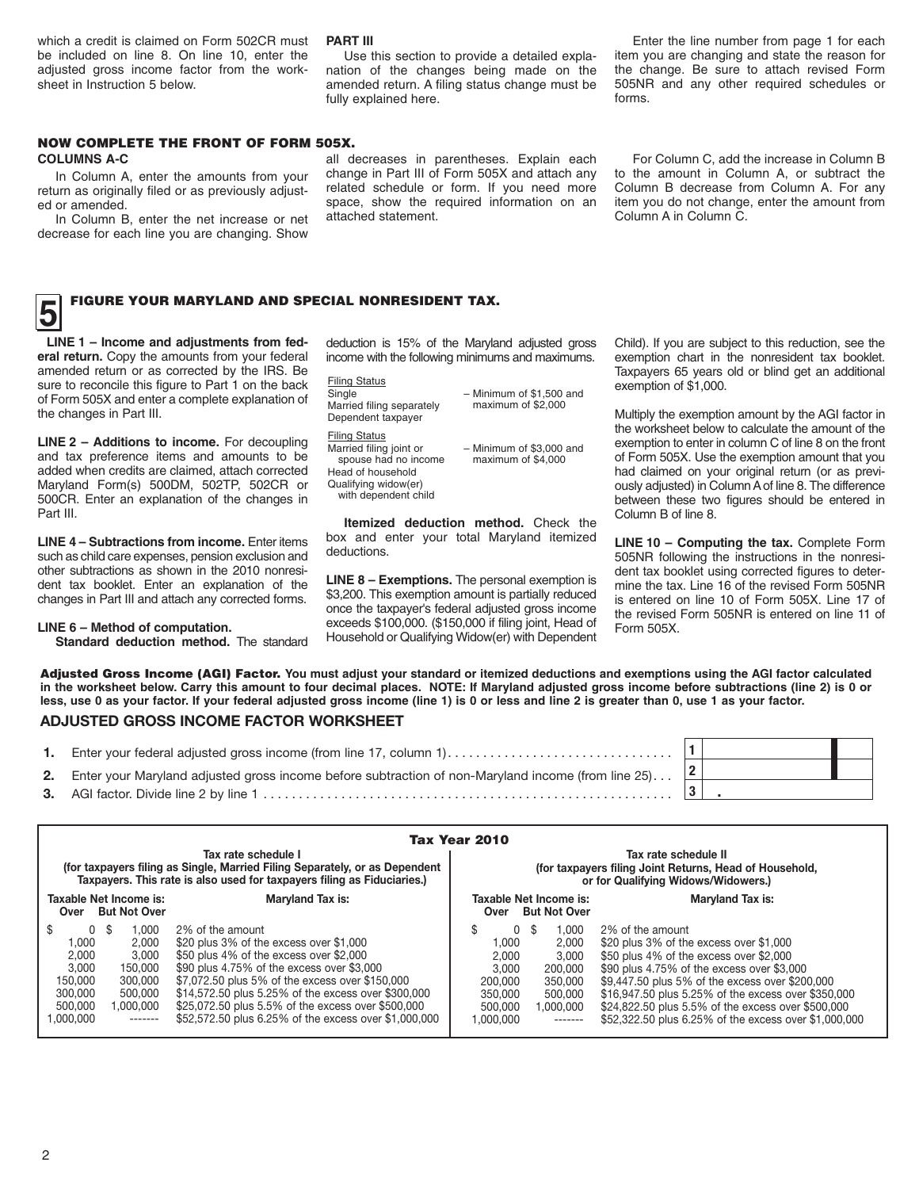which a credit is claimed on Form 502CR must be included on line 8. On line 10, enter the adjusted gross income factor from the worksheet in Instruction 5 below.

**PART III**

Use this section to provide a detailed explanation of the changes being made on the amended return. A filing status change must be fully explained here.

Enter the line number from page 1 for each item you are changing and state the reason for the change. Be sure to attach revised Form 505NR and any other required schedules or forms.

## NOW COMPLETE THE FRONT OF FORM 505X.

**COLUMNS A-C**

In Column A, enter the amounts from your return as originally filed or as previously adjusted or amended.

In Column B, enter the net increase or net decrease for each line you are changing. Show all decreases in parentheses. Explain each change in Part III of Form 505X and attach any related schedule or form. If you need more space, show the required information on an attached statement.

For Column C, add the increase in Column B to the amount in Column A, or subtract the Column B decrease from Column A. For any item you do not change, enter the amount from Column A in Column C.

## 5 FIGURE YOUR MARYLAND AND SPECIAL NONRESIDENT TAX.

**LINE 1 – Income and adjustments from federal return.** Copy the amounts from your federal amended return or as corrected by the IRS. Be sure to reconcile this figure to Part 1 on the back of Form 505X and enter a complete explanation of the changes in Part III.

**LINE 2 – Additions to income.** For decoupling and tax preference items and amounts to be added when credits are claimed, attach corrected Maryland Form(s) 500DM, 502TP, 502CR or 500CR. Enter an explanation of the changes in Part III.

**LINE 4 – Subtractions from income.** Enter items such as child care expenses, pension exclusion and other subtractions as shown in the 2010 nonresident tax booklet. Enter an explanation of the changes in Part III and attach any corrected forms.

**LINE 6 – Method of computation.**

**Standard deduction method.** The standard deduction is 15% of the Maryland adjusted gross income with the following minimums and maximums.

| Filing Status | |
|---|---|
| Single<br>Married filing separately<br>Dependent taxpayer | – Minimum of $1,500 and maximum of $2,000 |

| Filing Status | |
|---|---|
| Married filing joint or spouse had no income<br>Head of household<br>Qualifying widow(er) with dependent child | – Minimum of $3,000 and maximum of $4,000 |

**Itemized deduction method.** Check the box and enter your total Maryland itemized deductions.

**LINE 8 – Exemptions.** The personal exemption is $3,200. This exemption amount is partially reduced once the taxpayer's federal adjusted gross income exceeds $100,000. ($150,000 if filing joint, Head of Household or Qualifying Widow(er) with Dependent Child). If you are subject to this reduction, see the exemption chart in the nonresident tax booklet. Taxpayers 65 years old or blind get an additional exemption of $1,000.

Multiply the exemption amount by the AGI factor in the worksheet below to calculate the amount of the exemption to enter in column C of line 8 on the front of Form 505X. Use the exemption amount that you had claimed on your original return (or as previously adjusted) in Column A of line 8. The difference between these two figures should be entered in Column B of line 8.

**LINE 10 – Computing the tax.** Complete Form 505NR following the instructions in the nonresident tax booklet using corrected figures to determine the tax. Line 16 of the revised Form 505NR is entered on line 10 of Form 505X. Line 17 of the revised Form 505NR is entered on line 11 of Form 505X.

**Adjusted Gross Income (AGI) Factor.** **You must adjust your standard or itemized deductions and exemptions using the AGI factor calculated in the worksheet below. Carry this amount to four decimal places. NOTE: If Maryland adjusted gross income before subtractions (line 2) is 0 or less, use 0 as your factor. If your federal adjusted gross income (line 1) is 0 or less and line 2 is greater than 0, use 1 as your factor.**

### ADJUSTED GROSS INCOME FACTOR WORKSHEET

1. Enter your federal adjusted gross income (from line 17, column 1) . . . . . . . . . . . . . . . . . . . . . . . . . . . . . . . **1**
2. Enter your Maryland adjusted gross income before subtraction of non-Maryland income (from line 25) . . . **2**
3. AGI factor. Divide line 2 by line 1 . . . . . . . . . . . . . . . . . . . . . . . . . . . . . . . . . . . . . . . . . . . . . . . . . . . . . . . . . . **3** .

### Tax Year 2010

**Tax rate schedule I** (for taxpayers filing as Single, Married Filing Separately, or as Dependent Taxpayers. This rate is also used for taxpayers filing as Fiduciaries.)

| Taxable Net Income is: Over | But Not Over | Maryland Tax is: |
|---|---|---|
| $ 0 | $ 1,000 | 2% of the amount |
| 1,000 | 2,000 | $20 plus 3% of the excess over $1,000 |
| 2,000 | 3,000 | $50 plus 4% of the excess over $2,000 |
| 3,000 | 150,000 | $90 plus 4.75% of the excess over $3,000 |
| 150,000 | 300,000 | $7,072.50 plus 5% of the excess over $150,000 |
| 300,000 | 500,000 | $14,572.50 plus 5.25% of the excess over $300,000 |
| 500,000 | 1,000,000 | $25,072.50 plus 5.5% of the excess over $500,000 |
| 1,000,000 | ------- | $52,572.50 plus 6.25% of the excess over $1,000,000 |

**Tax rate schedule II** (for taxpayers filing Joint Returns, Head of Household, or for Qualifying Widows/Widowers.)

| Taxable Net Income is: Over | But Not Over | Maryland Tax is: |
|---|---|---|
| $ 0 | $ 1,000 | 2% of the amount |
| 1,000 | 2,000 | $20 plus 3% of the excess over $1,000 |
| 2,000 | 3,000 | $50 plus 4% of the excess over $2,000 |
| 3,000 | 200,000 | $90 plus 4.75% of the excess over $3,000 |
| 200,000 | 350,000 | $9,447.50 plus 5% of the excess over $200,000 |
| 350,000 | 500,000 | $16,947.50 plus 5.25% of the excess over $350,000 |
| 500,000 | 1,000,000 | $24,822.50 plus 5.5% of the excess over $500,000 |
| 1,000,000 | ------- | $52,322.50 plus 6.25% of the excess over $1,000,000 |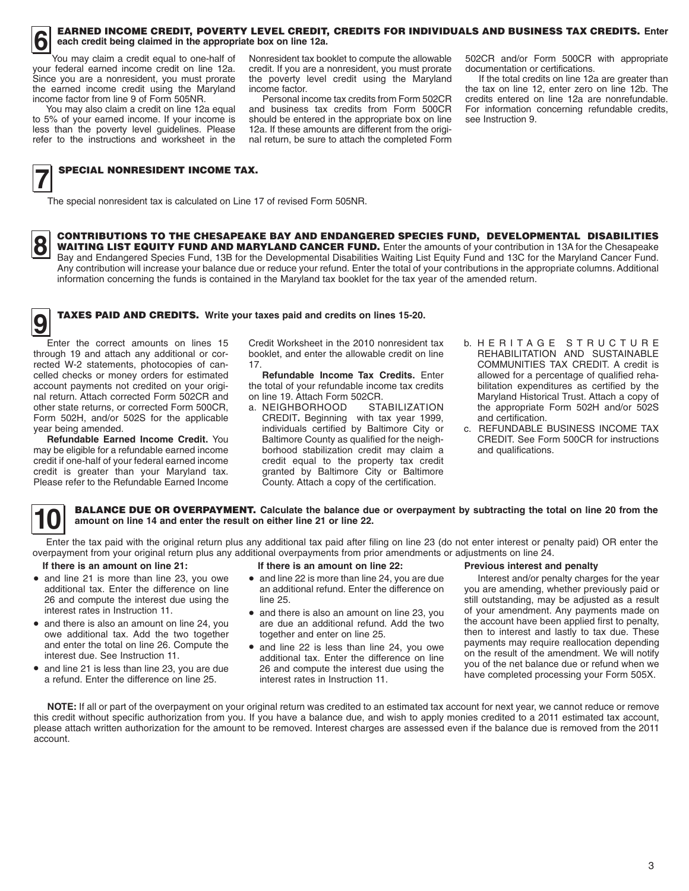## 6 EARNED INCOME CREDIT, POVERTY LEVEL CREDIT, CREDITS FOR INDIVIDUALS AND BUSINESS TAX CREDITS. **Enter each credit being claimed in the appropriate box on line 12a.**

You may claim a credit equal to one-half of your federal earned income credit on line 12a. Since you are a nonresident, you must prorate the earned income credit using the Maryland income factor from line 9 of Form 505NR.

You may also claim a credit on line 12a equal to 5% of your earned income. If your income is less than the poverty level guidelines. Please refer to the instructions and worksheet in the Nonresident tax booklet to compute the allowable credit. If you are a nonresident, you must prorate the poverty level credit using the Maryland income factor.

Personal income tax credits from Form 502CR and business tax credits from Form 500CR should be entered in the appropriate box on line 12a. If these amounts are different from the original return, be sure to attach the completed Form 502CR and/or Form 500CR with appropriate documentation or certifications.

If the total credits on line 12a are greater than the tax on line 12, enter zero on line 12b. The credits entered on line 12a are nonrefundable. For information concerning refundable credits, see Instruction 9.

## 7 SPECIAL NONRESIDENT INCOME TAX.

The special nonresident tax is calculated on Line 17 of revised Form 505NR.

## 8 CONTRIBUTIONS TO THE CHESAPEAKE BAY AND ENDANGERED SPECIES FUND, DEVELOPMENTAL DISABILITIES WAITING LIST EQUITY FUND AND MARYLAND CANCER FUND.

Enter the amounts of your contribution in 13A for the Chesapeake Bay and Endangered Species Fund, 13B for the Developmental Disabilities Waiting List Equity Fund and 13C for the Maryland Cancer Fund. Any contribution will increase your balance due or reduce your refund. Enter the total of your contributions in the appropriate columns. Additional information concerning the funds is contained in the Maryland tax booklet for the tax year of the amended return.

## 9 TAXES PAID AND CREDITS. **Write your taxes paid and credits on lines 15-20.**

Enter the correct amounts on lines 15 through 19 and attach any additional or corrected W-2 statements, photocopies of cancelled checks or money orders for estimated account payments not credited on your original return. Attach corrected Form 502CR and other state returns, or corrected Form 500CR, Form 502H, and/or 502S for the applicable year being amended.

**Refundable Earned Income Credit.** You may be eligible for a refundable earned income credit if one-half of your federal earned income credit is greater than your Maryland tax. Please refer to the Refundable Earned Income Credit Worksheet in the 2010 nonresident tax booklet, and enter the allowable credit on line 17.

**Refundable Income Tax Credits.** Enter the total of your refundable income tax credits on line 19. Attach Form 502CR.

a. NEIGHBORHOOD STABILIZATION CREDIT**.** Beginning with tax year 1999, individuals certified by Baltimore City or Baltimore County as qualified for the neighborhood stabilization credit may claim a credit equal to the property tax credit granted by Baltimore City or Baltimore County. Attach a copy of the certification.

b. HERITAGE STRUCTURE REHABILITATION AND SUSTAINABLE COMMUNITIES TAX CREDIT. A credit is allowed for a percentage of qualified rehabilitation expenditures as certified by the Maryland Historical Trust. Attach a copy of the appropriate Form 502H and/or 502S and certification.

c. REFUNDABLE BUSINESS INCOME TAX CREDIT. See Form 500CR for instructions and qualifications.

## 10 BALANCE DUE OR OVERPAYMENT. **Calculate the balance due or overpayment by subtracting the total on line 20 from the amount on line 14 and enter the result on either line 21 or line 22.**

Enter the tax paid with the original return plus any additional tax paid after filing on line 23 (do not enter interest or penalty paid) OR enter the overpayment from your original return plus any additional overpayments from prior amendments or adjustments on line 24.

**If there is an amount on line 21:**

- and line 21 is more than line 23, you owe additional tax. Enter the difference on line 26 and compute the interest due using the interest rates in Instruction 11.
- and there is also an amount on line 24, you owe additional tax. Add the two together and enter the total on line 26. Compute the interest due. See Instruction 11.
- and line 21 is less than line 23, you are due a refund. Enter the difference on line 25.

**If there is an amount on line 22:**

- and line 22 is more than line 24, you are due an additional refund. Enter the difference on line 25.
- and there is also an amount on line 23, you are due an additional refund. Add the two together and enter on line 25.
- and line 22 is less than line 24, you owe additional tax. Enter the difference on line 26 and compute the interest due using the interest rates in Instruction 11.

**Previous interest and penalty**

Interest and/or penalty charges for the year you are amending, whether previously paid or still outstanding, may be adjusted as a result of your amendment. Any payments made on the account have been applied first to penalty, then to interest and lastly to tax due. These payments may require reallocation depending on the result of the amendment. We will notify you of the net balance due or refund when we have completed processing your Form 505X.

**NOTE:** If all or part of the overpayment on your original return was credited to an estimated tax account for next year, we cannot reduce or remove this credit without specific authorization from you. If you have a balance due, and wish to apply monies credited to a 2011 estimated tax account, please attach written authorization for the amount to be removed. Interest charges are assessed even if the balance due is removed from the 2011 account.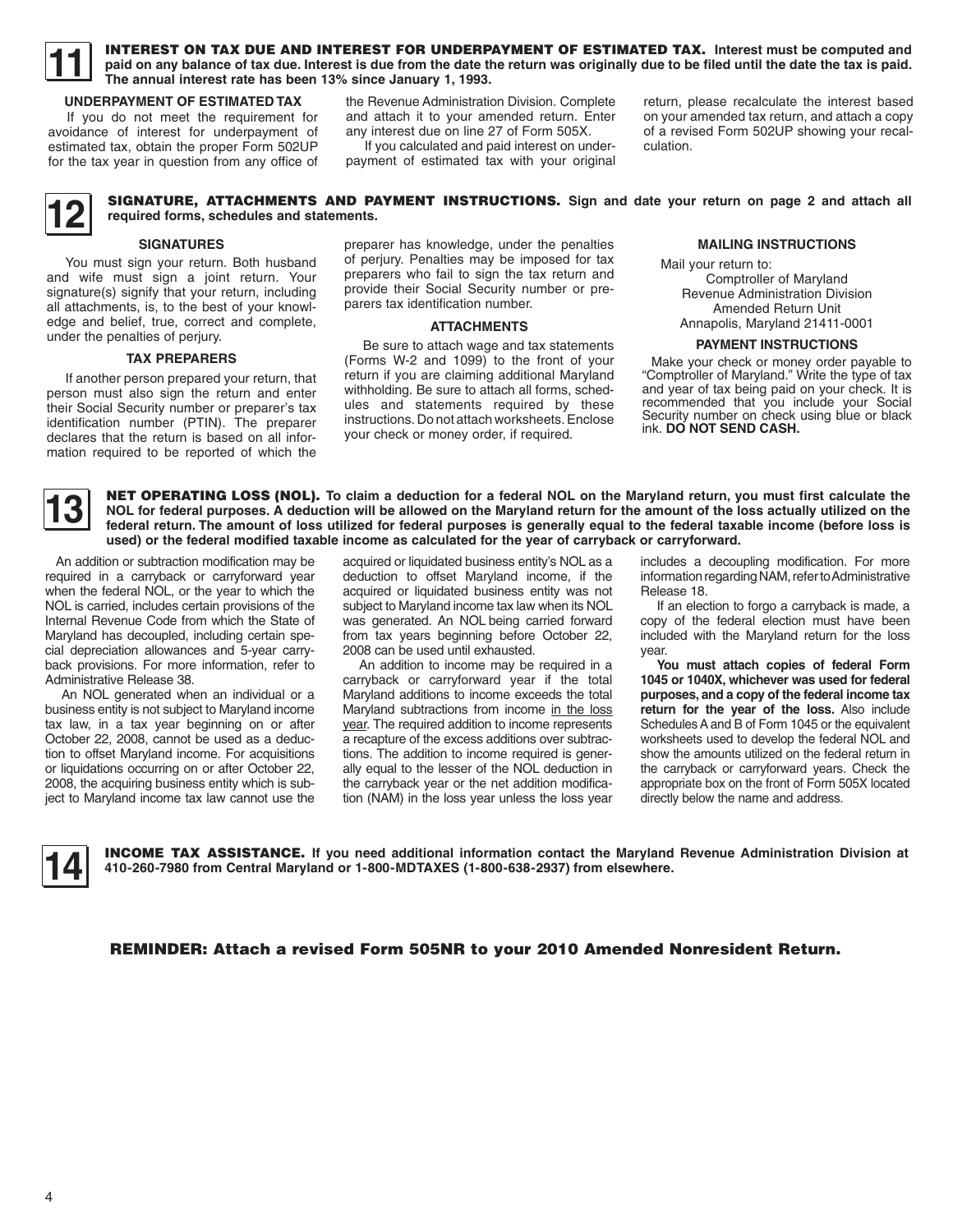## 11 INTEREST ON TAX DUE AND INTEREST FOR UNDERPAYMENT OF ESTIMATED TAX.

**Interest must be computed and paid on any balance of tax due. Interest is due from the date the return was originally due to be filed until the date the tax is paid. The annual interest rate has been 13% since January 1, 1993.**

### UNDERPAYMENT OF ESTIMATED TAX

If you do not meet the requirement for avoidance of interest for underpayment of estimated tax, obtain the proper Form 502UP for the tax year in question from any office of the Revenue Administration Division. Complete and attach it to your amended return. Enter any interest due on line 27 of Form 505X.

If you calculated and paid interest on underpayment of estimated tax with your original return, please recalculate the interest based on your amended tax return, and attach a copy of a revised Form 502UP showing your recalculation.

## 12 SIGNATURE, ATTACHMENTS AND PAYMENT INSTRUCTIONS.

**Sign and date your return on page 2 and attach all required forms, schedules and statements.**

### SIGNATURES

You must sign your return. Both husband and wife must sign a joint return. Your signature(s) signify that your return, including all attachments, is, to the best of your knowledge and belief, true, correct and complete, under the penalties of perjury.

### TAX PREPARERS

If another person prepared your return, that person must also sign the return and enter their Social Security number or preparer's tax identification number (PTIN). The preparer declares that the return is based on all information required to be reported of which the preparer has knowledge, under the penalties of perjury. Penalties may be imposed for tax preparers who fail to sign the tax return and provide their Social Security number or preparers tax identification number.

### ATTACHMENTS

Be sure to attach wage and tax statements (Forms W-2 and 1099) to the front of your return if you are claiming additional Maryland withholding. Be sure to attach all forms, schedules and statements required by these instructions. Do not attach worksheets. Enclose your check or money order, if required.

### MAILING INSTRUCTIONS

Mail your return to:

Comptroller of Maryland
Revenue Administration Division
Amended Return Unit
Annapolis, Maryland 21411-0001

### PAYMENT INSTRUCTIONS

Make your check or money order payable to "Comptroller of Maryland." Write the type of tax and year of tax being paid on your check. It is recommended that you include your Social Security number on check using blue or black ink. **DO NOT SEND CASH.**

## 13 NET OPERATING LOSS (NOL).

**To claim a deduction for a federal NOL on the Maryland return, you must first calculate the NOL for federal purposes. A deduction will be allowed on the Maryland return for the amount of the loss actually utilized on the federal return. The amount of loss utilized for federal purposes is generally equal to the federal taxable income (before loss is used) or the federal modified taxable income as calculated for the year of carryback or carryforward.**

An addition or subtraction modification may be required in a carryback or carryforward year when the federal NOL, or the year to which the NOL is carried, includes certain provisions of the Internal Revenue Code from which the State of Maryland has decoupled, including certain special depreciation allowances and 5-year carryback provisions. For more information, refer to Administrative Release 38.

An NOL generated when an individual or a business entity is not subject to Maryland income tax law, in a tax year beginning on or after October 22, 2008, cannot be used as a deduction to offset Maryland income. For acquisitions or liquidations occurring on or after October 22, 2008, the acquiring business entity which is subject to Maryland income tax law cannot use the acquired or liquidated business entity's NOL as a deduction to offset Maryland income, if the acquired or liquidated business entity was not subject to Maryland income tax law when its NOL was generated. An NOL being carried forward from tax years beginning before October 22, 2008 can be used until exhausted.

An addition to income may be required in a carryback or carryforward year if the total Maryland additions to income exceeds the total Maryland subtractions from income in the loss year. The required addition to income represents a recapture of the excess additions over subtractions. The addition to income required is generally equal to the lesser of the NOL deduction in the carryback year or the net addition modification (NAM) in the loss year unless the loss year includes a decoupling modification. For more information regarding NAM, refer to Administrative Release 18.

If an election to forgo a carryback is made, a copy of the federal election must have been included with the Maryland return for the loss year.

**You must attach copies of federal Form 1045 or 1040X, whichever was used for federal purposes, and a copy of the federal income tax return for the year of the loss.** Also include Schedules A and B of Form 1045 or the equivalent worksheets used to develop the federal NOL and show the amounts utilized on the federal return in the carryback or carryforward years. Check the appropriate box on the front of Form 505X located directly below the name and address.

## 14 INCOME TAX ASSISTANCE.

**If you need additional information contact the Maryland Revenue Administration Division at 410-260-7980 from Central Maryland or 1-800-MDTAXES (1-800-638-2937) from elsewhere.**

**REMINDER: Attach a revised Form 505NR to your 2010 Amended Nonresident Return.**